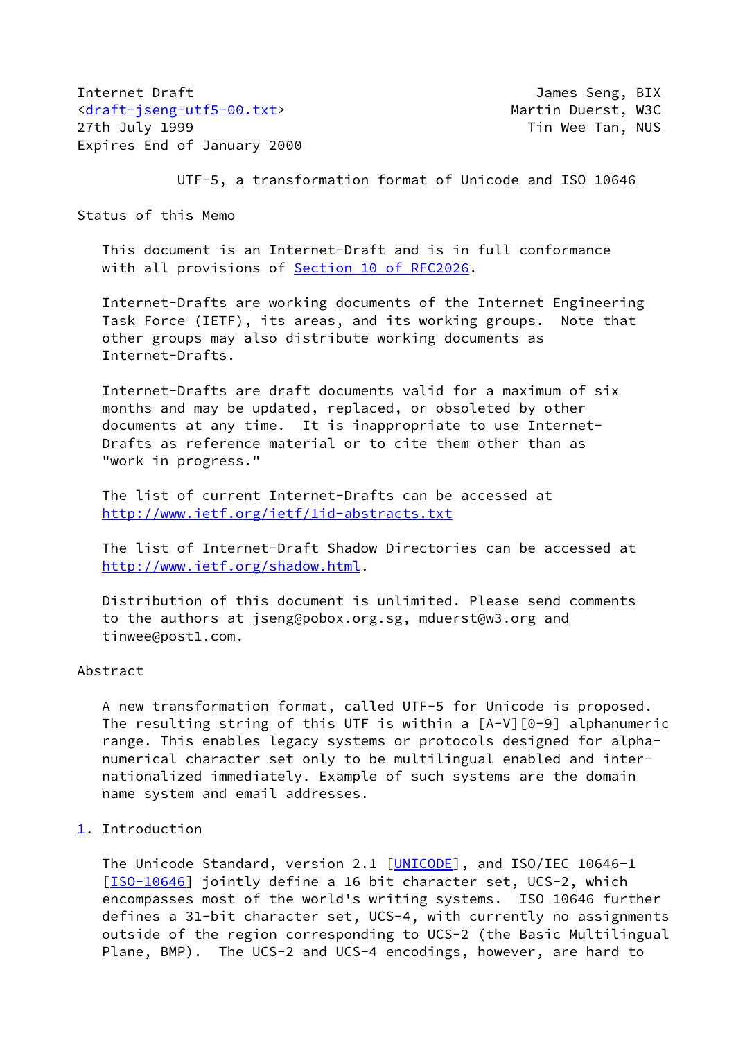Internet Draft                                        James Seng, BIX
<draft-jseng-utf5-00.txt>                           Martin Duerst, W3C
27th July 1999                                         Tin Wee Tan, NUS
Expires End of January 2000

# UTF-5, a transformation format of Unicode and ISO 10646

## Status of this Memo

This document is an Internet-Draft and is in full conformance with all provisions of Section 10 of RFC2026.

Internet-Drafts are working documents of the Internet Engineering Task Force (IETF), its areas, and its working groups.  Note that other groups may also distribute working documents as Internet-Drafts.

Internet-Drafts are draft documents valid for a maximum of six months and may be updated, replaced, or obsoleted by other documents at any time.  It is inappropriate to use Internet-Drafts as reference material or to cite them other than as "work in progress."

The list of current Internet-Drafts can be accessed at http://www.ietf.org/ietf/1id-abstracts.txt

The list of Internet-Draft Shadow Directories can be accessed at http://www.ietf.org/shadow.html.

Distribution of this document is unlimited. Please send comments to the authors at jseng@pobox.org.sg, mduerst@w3.org and tinwee@post1.com.

## Abstract

A new transformation format, called UTF-5 for Unicode is proposed. The resulting string of this UTF is within a [A-V][0-9] alphanumeric range. This enables legacy systems or protocols designed for alpha-numerical character set only to be multilingual enabled and inter-nationalized immediately. Example of such systems are the domain name system and email addresses.

## 1. Introduction

The Unicode Standard, version 2.1 [UNICODE], and ISO/IEC 10646-1 [ISO-10646] jointly define a 16 bit character set, UCS-2, which encompasses most of the world's writing systems.  ISO 10646 further defines a 31-bit character set, UCS-4, with currently no assignments outside of the region corresponding to UCS-2 (the Basic Multilingual Plane, BMP).  The UCS-2 and UCS-4 encodings, however, are hard to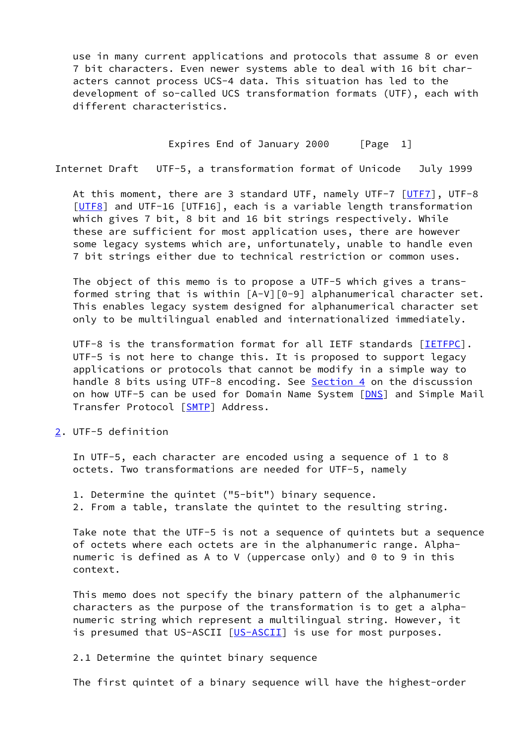use in many current applications and protocols that assume 8 or even 7 bit characters. Even newer systems able to deal with 16 bit characters cannot process UCS-4 data. This situation has led to the development of so-called UCS transformation formats (UTF), each with different characteristics.

At this moment, there are 3 standard UTF, namely UTF-7 [UTF7], UTF-8 [UTF8] and UTF-16 [UTF16], each is a variable length transformation which gives 7 bit, 8 bit and 16 bit strings respectively. While these are sufficient for most application uses, there are however some legacy systems which are, unfortunately, unable to handle even 7 bit strings either due to technical restriction or common uses.

The object of this memo is to propose a UTF-5 which gives a transformed string that is within [A-V][0-9] alphanumerical character set. This enables legacy system designed for alphanumerical character set only to be multilingual enabled and internationalized immediately.

UTF-8 is the transformation format for all IETF standards [IETFPC]. UTF-5 is not here to change this. It is proposed to support legacy applications or protocols that cannot be modify in a simple way to handle 8 bits using UTF-8 encoding. See Section 4 on the discussion on how UTF-5 can be used for Domain Name System [DNS] and Simple Mail Transfer Protocol [SMTP] Address.

## 2. UTF-5 definition

In UTF-5, each character are encoded using a sequence of 1 to 8 octets. Two transformations are needed for UTF-5, namely

1. Determine the quintet ("5-bit") binary sequence.
2. From a table, translate the quintet to the resulting string.

Take note that the UTF-5 is not a sequence of quintets but a sequence of octets where each octets are in the alphanumeric range. Alphanumeric is defined as A to V (uppercase only) and 0 to 9 in this context.

This memo does not specify the binary pattern of the alphanumeric characters as the purpose of the transformation is to get a alphanumeric string which represent a multilingual string. However, it is presumed that US-ASCII [US-ASCII] is use for most purposes.

### 2.1 Determine the quintet binary sequence

The first quintet of a binary sequence will have the highest-order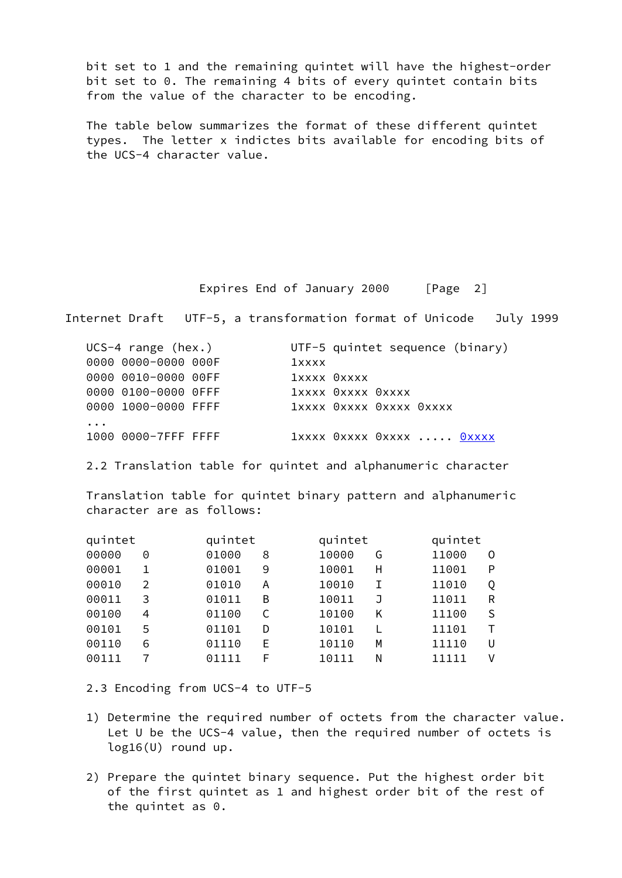bit set to 1 and the remaining quintet will have the highest-order bit set to 0. The remaining 4 bits of every quintet contain bits from the value of the character to be encoding.

The table below summarizes the format of these different quintet types.  The letter x indictes bits available for encoding bits of the UCS-4 character value.

```
UCS-4 range (hex.)           UTF-5 quintet sequence (binary)
0000 0000-0000 000F          1xxxx
0000 0010-0000 00FF          1xxxx 0xxxx
0000 0100-0000 0FFF          1xxxx 0xxxx 0xxxx
0000 1000-0000 FFFF          1xxxx 0xxxx 0xxxx 0xxxx
...
1000 0000-7FFF FFFF          1xxxx 0xxxx 0xxxx ..... 0xxxx
```

2.2 Translation table for quintet and alphanumeric character

Translation table for quintet binary pattern and alphanumeric character are as follows:

| quintet | | quintet | | quintet | | quintet | |
|---|---|---|---|---|---|---|---|
| 00000 | 0 | 01000 | 8 | 10000 | G | 11000 | O |
| 00001 | 1 | 01001 | 9 | 10001 | H | 11001 | P |
| 00010 | 2 | 01010 | A | 10010 | I | 11010 | Q |
| 00011 | 3 | 01011 | B | 10011 | J | 11011 | R |
| 00100 | 4 | 01100 | C | 10100 | K | 11100 | S |
| 00101 | 5 | 01101 | D | 10101 | L | 11101 | T |
| 00110 | 6 | 01110 | E | 10110 | M | 11110 | U |
| 00111 | 7 | 01111 | F | 10111 | N | 11111 | V |

2.3 Encoding from UCS-4 to UTF-5

1) Determine the required number of octets from the character value. Let U be the UCS-4 value, then the required number of octets is log16(U) round up.

2) Prepare the quintet binary sequence. Put the highest order bit of the first quintet as 1 and highest order bit of the rest of the quintet as 0.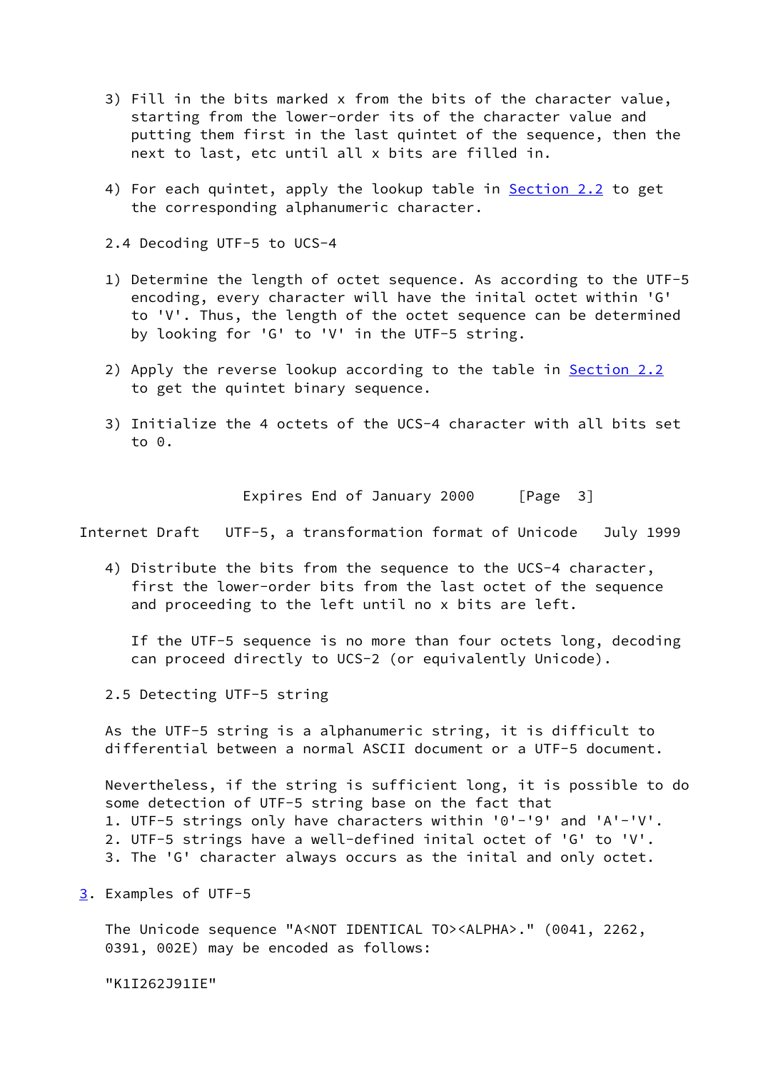3) Fill in the bits marked x from the bits of the character value, starting from the lower-order its of the character value and putting them first in the last quintet of the sequence, then the next to last, etc until all x bits are filled in.

4) For each quintet, apply the lookup table in Section 2.2 to get the corresponding alphanumeric character.

### 2.4 Decoding UTF-5 to UCS-4

1) Determine the length of octet sequence. As according to the UTF-5 encoding, every character will have the inital octet within 'G' to 'V'. Thus, the length of the octet sequence can be determined by looking for 'G' to 'V' in the UTF-5 string.

2) Apply the reverse lookup according to the table in Section 2.2 to get the quintet binary sequence.

3) Initialize the 4 octets of the UCS-4 character with all bits set to 0.

4) Distribute the bits from the sequence to the UCS-4 character, first the lower-order bits from the last octet of the sequence and proceeding to the left until no x bits are left.

   If the UTF-5 sequence is no more than four octets long, decoding can proceed directly to UCS-2 (or equivalently Unicode).

### 2.5 Detecting UTF-5 string

As the UTF-5 string is a alphanumeric string, it is difficult to differential between a normal ASCII document or a UTF-5 document.

Nevertheless, if the string is sufficient long, it is possible to do some detection of UTF-5 string base on the fact that
1. UTF-5 strings only have characters within '0'-'9' and 'A'-'V'.
2. UTF-5 strings have a well-defined inital octet of 'G' to 'V'.
3. The 'G' character always occurs as the inital and only octet.

## 3. Examples of UTF-5

The Unicode sequence "A<NOT IDENTICAL TO><ALPHA>." (0041, 2262, 0391, 002E) may be encoded as follows:

"K1I262J91IE"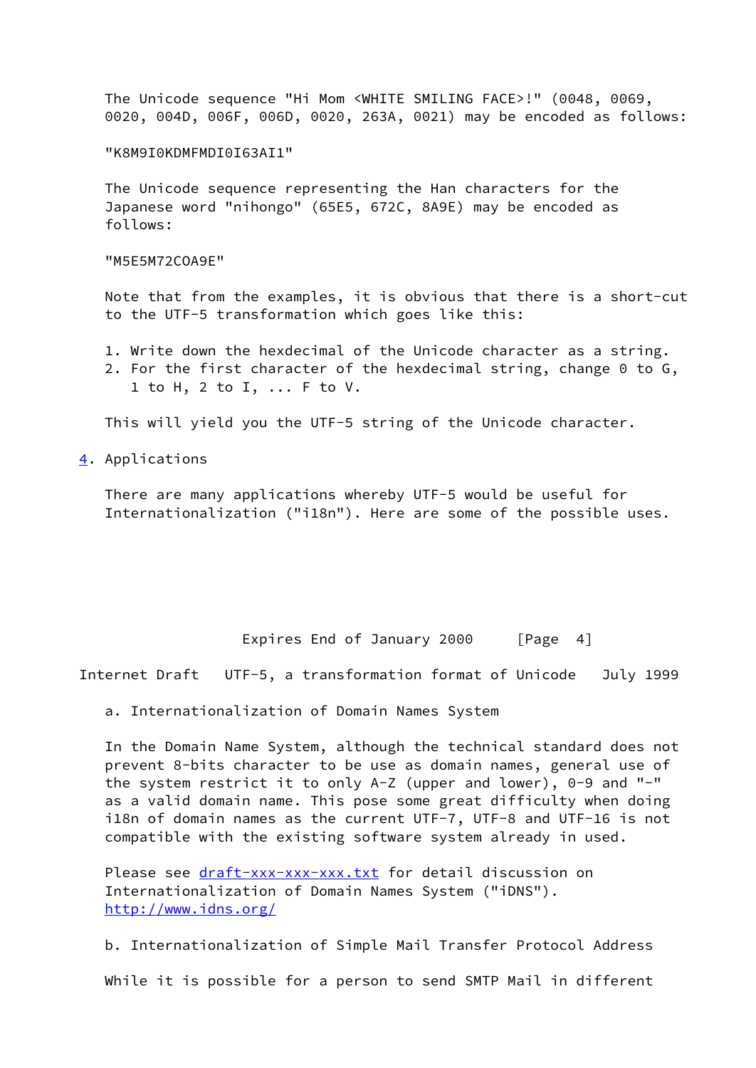The Unicode sequence "Hi Mom <WHITE SMILING FACE>!" (0048, 0069, 0020, 004D, 006F, 006D, 0020, 263A, 0021) may be encoded as follows:

"K8M9I0KDMFMDI0I63AI1"

The Unicode sequence representing the Han characters for the Japanese word "nihongo" (65E5, 672C, 8A9E) may be encoded as follows:

"M5E5M72COA9E"

Note that from the examples, it is obvious that there is a short-cut to the UTF-5 transformation which goes like this:

1. Write down the hexdecimal of the Unicode character as a string.
2. For the first character of the hexdecimal string, change 0 to G, 1 to H, 2 to I, ... F to V.

This will yield you the UTF-5 string of the Unicode character.

## 4. Applications

There are many applications whereby UTF-5 would be useful for Internationalization ("i18n"). Here are some of the possible uses.

### a. Internationalization of Domain Names System

In the Domain Name System, although the technical standard does not prevent 8-bits character to be use as domain names, general use of the system restrict it to only A-Z (upper and lower), 0-9 and "-" as a valid domain name. This pose some great difficulty when doing i18n of domain names as the current UTF-7, UTF-8 and UTF-16 is not compatible with the existing software system already in used.

Please see draft-xxx-xxx-xxx.txt for detail discussion on Internationalization of Domain Names System ("iDNS"). http://www.idns.org/

### b. Internationalization of Simple Mail Transfer Protocol Address

While it is possible for a person to send SMTP Mail in different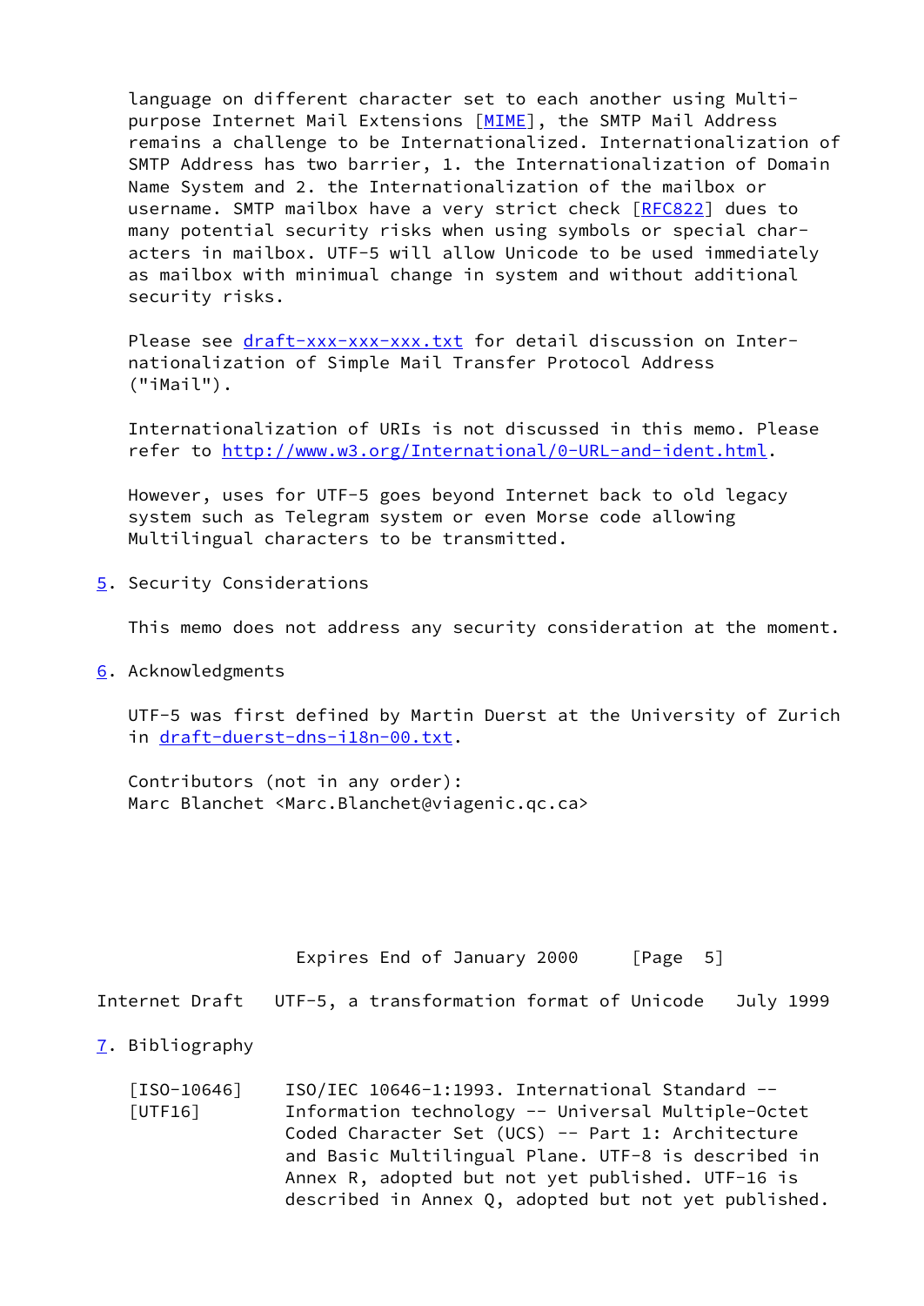language on different character set to each another using Multi-purpose Internet Mail Extensions [MIME], the SMTP Mail Address remains a challenge to be Internationalized. Internationalization of SMTP Address has two barrier, 1. the Internationalization of Domain Name System and 2. the Internationalization of the mailbox or username. SMTP mailbox have a very strict check [RFC822] dues to many potential security risks when using symbols or special characters in mailbox. UTF-5 will allow Unicode to be used immediately as mailbox with minimual change in system and without additional security risks.

Please see draft-xxx-xxx-xxx.txt for detail discussion on Internationalization of Simple Mail Transfer Protocol Address ("iMail").

Internationalization of URIs is not discussed in this memo. Please refer to http://www.w3.org/International/0-URL-and-ident.html.

However, uses for UTF-5 goes beyond Internet back to old legacy system such as Telegram system or even Morse code allowing Multilingual characters to be transmitted.

## 5. Security Considerations

This memo does not address any security consideration at the moment.

## 6. Acknowledgments

UTF-5 was first defined by Martin Duerst at the University of Zurich in draft-duerst-dns-i18n-00.txt.

Contributors (not in any order):
Marc Blanchet <Marc.Blanchet@viagenic.qc.ca>

## 7. Bibliography

[ISO-10646] [UTF16] ISO/IEC 10646-1:1993. International Standard -- Information technology -- Universal Multiple-Octet Coded Character Set (UCS) -- Part 1: Architecture and Basic Multilingual Plane. UTF-8 is described in Annex R, adopted but not yet published. UTF-16 is described in Annex Q, adopted but not yet published.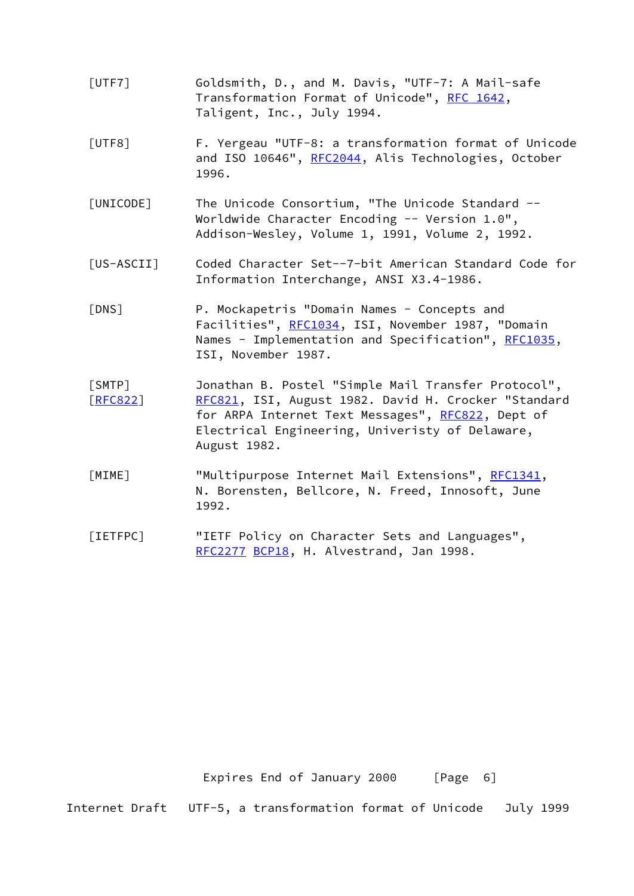[UTF7] Goldsmith, D., and M. Davis, "UTF-7: A Mail-safe Transformation Format of Unicode", RFC 1642, Taligent, Inc., July 1994.

[UTF8] F. Yergeau "UTF-8: a transformation format of Unicode and ISO 10646", RFC2044, Alis Technologies, October 1996.

[UNICODE] The Unicode Consortium, "The Unicode Standard -- Worldwide Character Encoding -- Version 1.0", Addison-Wesley, Volume 1, 1991, Volume 2, 1992.

[US-ASCII] Coded Character Set--7-bit American Standard Code for Information Interchange, ANSI X3.4-1986.

[DNS] P. Mockapetris "Domain Names - Concepts and Facilities", RFC1034, ISI, November 1987, "Domain Names - Implementation and Specification", RFC1035, ISI, November 1987.

[SMTP] [RFC822] Jonathan B. Postel "Simple Mail Transfer Protocol", RFC821, ISI, August 1982. David H. Crocker "Standard for ARPA Internet Text Messages", RFC822, Dept of Electrical Engineering, Univeristy of Delaware, August 1982.

[MIME] "Multipurpose Internet Mail Extensions", RFC1341, N. Borensten, Bellcore, N. Freed, Innosoft, June 1992.

[IETFPC] "IETF Policy on Character Sets and Languages", RFC2277 BCP18, H. Alvestrand, Jan 1998.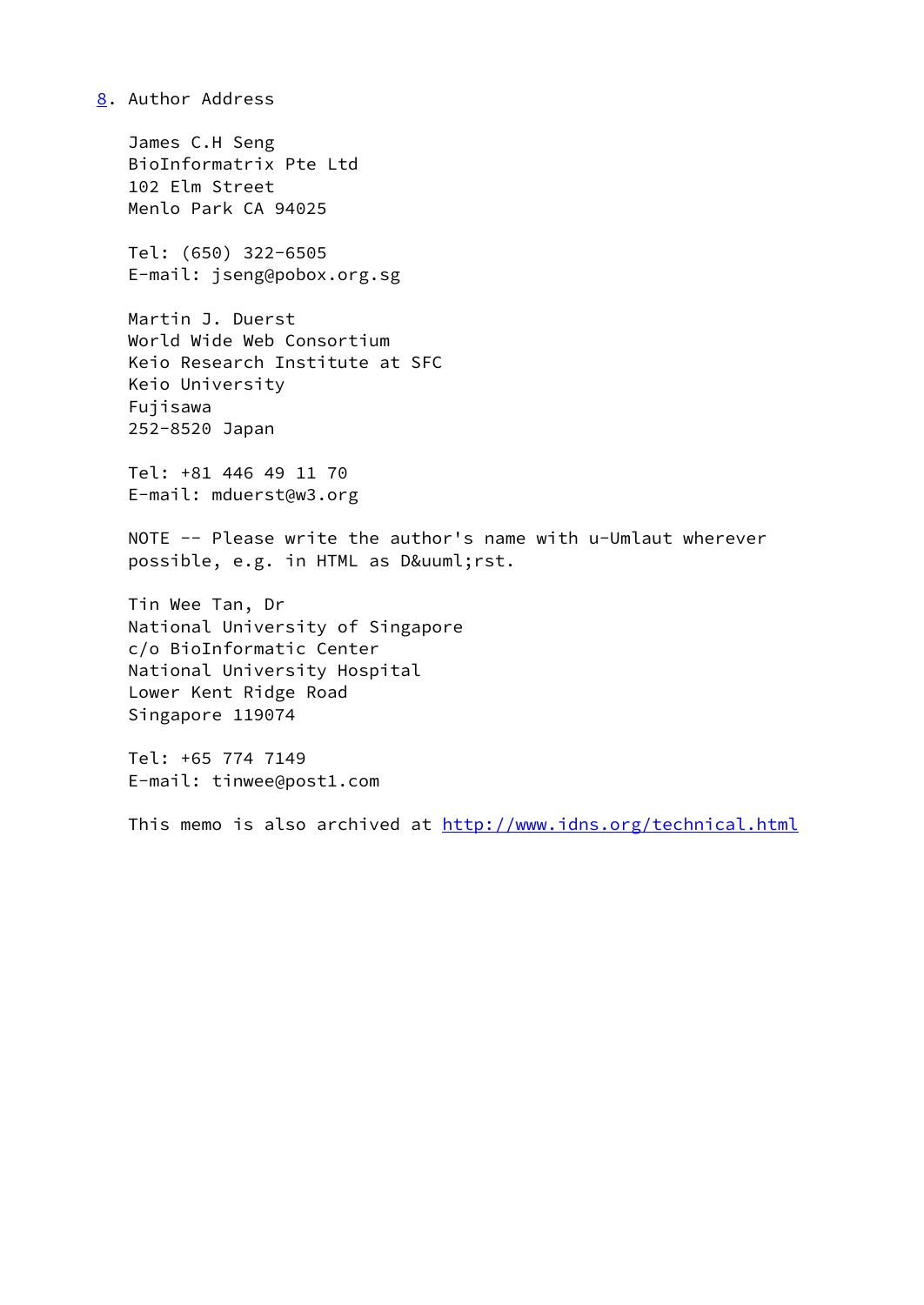## 8. Author Address

James C.H Seng
BioInformatrix Pte Ltd
102 Elm Street
Menlo Park CA 94025

Tel: (650) 322-6505
E-mail: jseng@pobox.org.sg

Martin J. Duerst
World Wide Web Consortium
Keio Research Institute at SFC
Keio University
Fujisawa
252-8520 Japan

Tel: +81 446 49 11 70
E-mail: mduerst@w3.org

NOTE -- Please write the author's name with u-Umlaut wherever possible, e.g. in HTML as D&uuml;rst.

Tin Wee Tan, Dr
National University of Singapore
c/o BioInformatic Center
National University Hospital
Lower Kent Ridge Road
Singapore 119074

Tel: +65 774 7149
E-mail: tinwee@post1.com

This memo is also archived at http://www.idns.org/technical.html